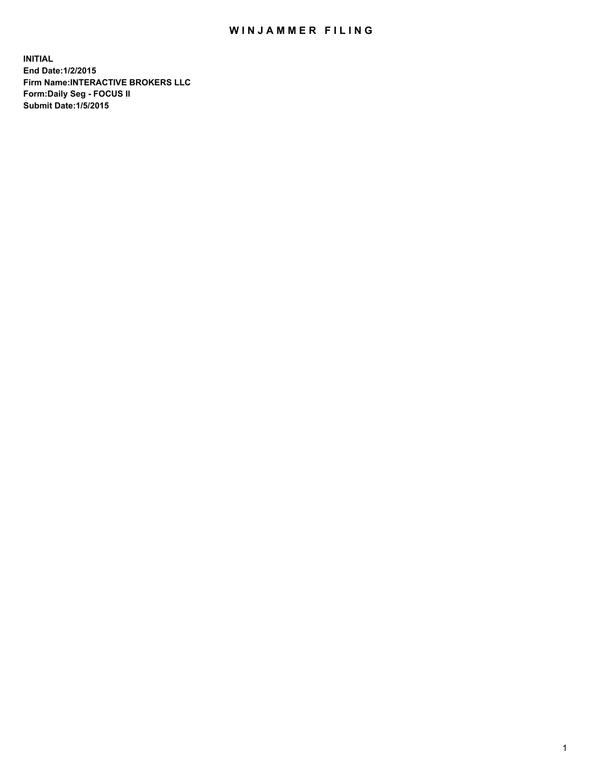# WINJAMMER FILING

**INITIAL**
**End Date:1/2/2015**
**Firm Name:INTERACTIVE BROKERS LLC**
**Form:Daily Seg - FOCUS II**
**Submit Date:1/5/2015**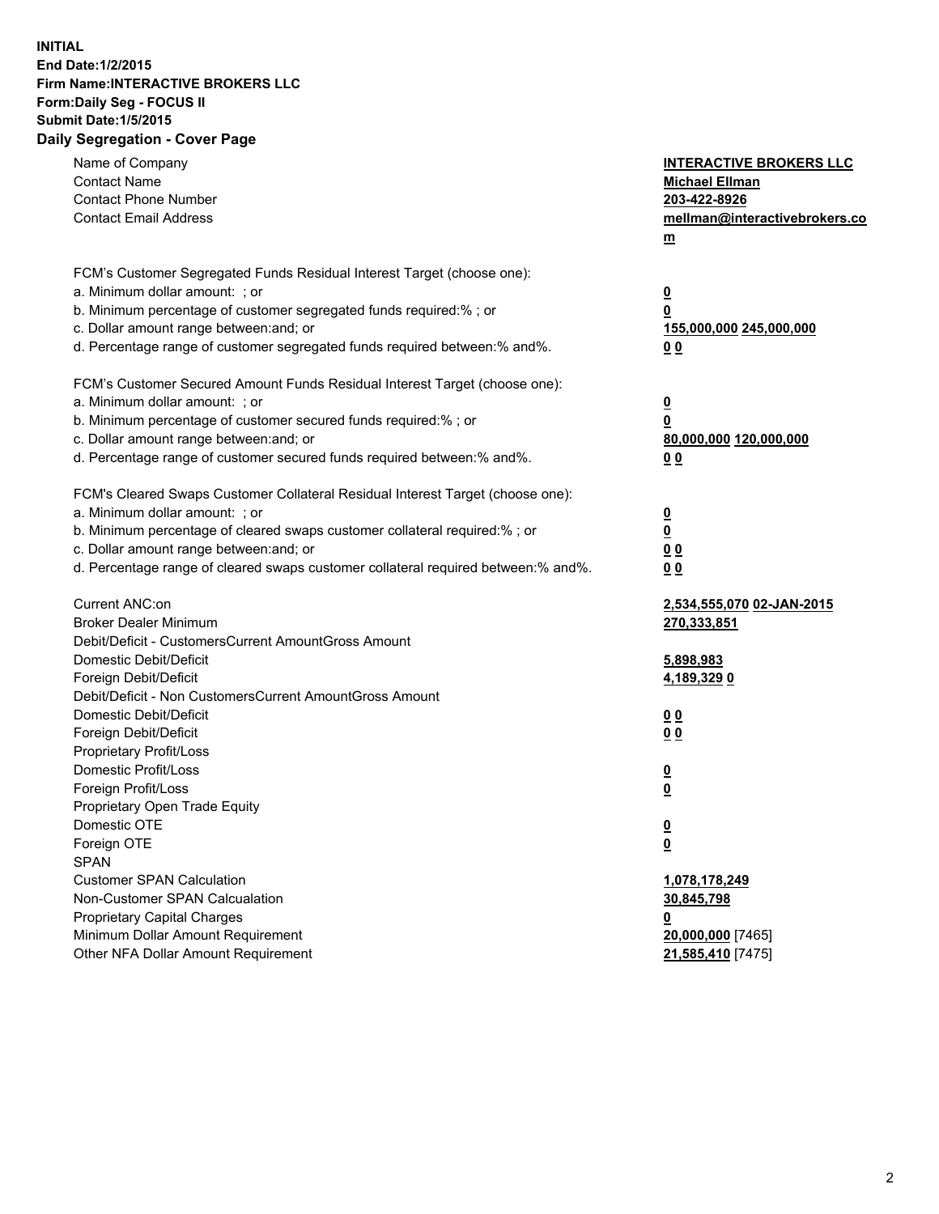**INITIAL**
**End Date:1/2/2015**
**Firm Name:INTERACTIVE BROKERS LLC**
**Form:Daily Seg - FOCUS II**
**Submit Date:1/5/2015**

## Daily Segregation - Cover Page

| | |
|---|---|
| Name of Company | **INTERACTIVE BROKERS LLC** |
| Contact Name | **Michael Ellman** |
| Contact Phone Number | **203-422-8926** |
| Contact Email Address | **mellman@interactivebrokers.com** |
| | |
| FCM's Customer Segregated Funds Residual Interest Target (choose one): | |
| a. Minimum dollar amount: ; or | **0** |
| b. Minimum percentage of customer segregated funds required:% ; or | **0** |
| c. Dollar amount range between:and; or | **155,000,000 245,000,000** |
| d. Percentage range of customer segregated funds required between:% and%. | **0 0** |
| | |
| FCM's Customer Secured Amount Funds Residual Interest Target (choose one): | |
| a. Minimum dollar amount: ; or | **0** |
| b. Minimum percentage of customer secured funds required:% ; or | **0** |
| c. Dollar amount range between:and; or | **80,000,000 120,000,000** |
| d. Percentage range of customer secured funds required between:% and%. | **0 0** |
| | |
| FCM's Cleared Swaps Customer Collateral Residual Interest Target (choose one): | |
| a. Minimum dollar amount: ; or | **0** |
| b. Minimum percentage of cleared swaps customer collateral required:% ; or | **0** |
| c. Dollar amount range between:and; or | **0 0** |
| d. Percentage range of cleared swaps customer collateral required between:% and%. | **0 0** |
| | |
| Current ANC:on | **2,534,555,070 02-JAN-2015** |
| Broker Dealer Minimum | **270,333,851** |
| Debit/Deficit - CustomersCurrent AmountGross Amount | |
| Domestic Debit/Deficit | **5,898,983** |
| Foreign Debit/Deficit | **4,189,329 0** |
| Debit/Deficit - Non CustomersCurrent AmountGross Amount | |
| Domestic Debit/Deficit | **0 0** |
| Foreign Debit/Deficit | **0 0** |
| Proprietary Profit/Loss | |
| Domestic Profit/Loss | **0** |
| Foreign Profit/Loss | **0** |
| Proprietary Open Trade Equity | |
| Domestic OTE | **0** |
| Foreign OTE | **0** |
| SPAN | |
| Customer SPAN Calculation | **1,078,178,249** |
| Non-Customer SPAN Calcualation | **30,845,798** |
| Proprietary Capital Charges | **0** |
| Minimum Dollar Amount Requirement | **20,000,000** [7465] |
| Other NFA Dollar Amount Requirement | **21,585,410** [7475] |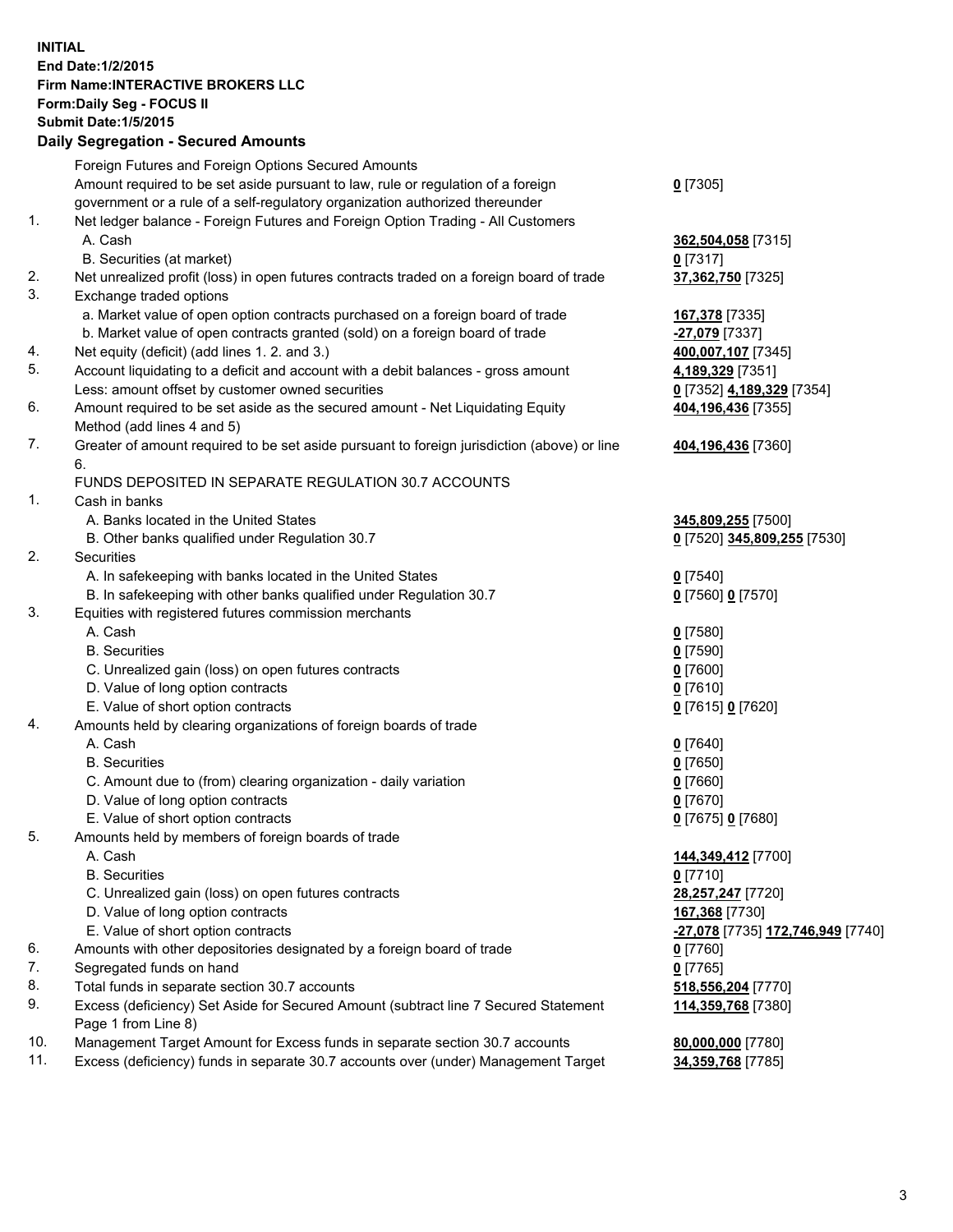**INITIAL**
**End Date:1/2/2015**
**Firm Name:INTERACTIVE BROKERS LLC**
**Form:Daily Seg - FOCUS II**
**Submit Date:1/5/2015**

## Daily Segregation - Secured Amounts

| | | |
|---|---|---|
| | Foreign Futures and Foreign Options Secured Amounts | |
| | Amount required to be set aside pursuant to law, rule or regulation of a foreign government or a rule of a self-regulatory organization authorized thereunder | **0** [7305] |
| 1. | Net ledger balance - Foreign Futures and Foreign Option Trading - All Customers | |
| | A. Cash | **362,504,058** [7315] |
| | B. Securities (at market) | **0** [7317] |
| 2. | Net unrealized profit (loss) in open futures contracts traded on a foreign board of trade | **37,362,750** [7325] |
| 3. | Exchange traded options | |
| | a. Market value of open option contracts purchased on a foreign board of trade | **167,378** [7335] |
| | b. Market value of open contracts granted (sold) on a foreign board of trade | **-27,079** [7337] |
| 4. | Net equity (deficit) (add lines 1. 2. and 3.) | **400,007,107** [7345] |
| 5. | Account liquidating to a deficit and account with a debit balances - gross amount | **4,189,329** [7351] |
| | Less: amount offset by customer owned securities | **0** [7352] **4,189,329** [7354] |
| 6. | Amount required to be set aside as the secured amount - Net Liquidating Equity Method (add lines 4 and 5) | **404,196,436** [7355] |
| 7. | Greater of amount required to be set aside pursuant to foreign jurisdiction (above) or line 6. | **404,196,436** [7360] |
| | FUNDS DEPOSITED IN SEPARATE REGULATION 30.7 ACCOUNTS | |
| 1. | Cash in banks | |
| | A. Banks located in the United States | **345,809,255** [7500] |
| | B. Other banks qualified under Regulation 30.7 | **0** [7520] **345,809,255** [7530] |
| 2. | Securities | |
| | A. In safekeeping with banks located in the United States | **0** [7540] |
| | B. In safekeeping with other banks qualified under Regulation 30.7 | **0** [7560] **0** [7570] |
| 3. | Equities with registered futures commission merchants | |
| | A. Cash | **0** [7580] |
| | B. Securities | **0** [7590] |
| | C. Unrealized gain (loss) on open futures contracts | **0** [7600] |
| | D. Value of long option contracts | **0** [7610] |
| | E. Value of short option contracts | **0** [7615] **0** [7620] |
| 4. | Amounts held by clearing organizations of foreign boards of trade | |
| | A. Cash | **0** [7640] |
| | B. Securities | **0** [7650] |
| | C. Amount due to (from) clearing organization - daily variation | **0** [7660] |
| | D. Value of long option contracts | **0** [7670] |
| | E. Value of short option contracts | **0** [7675] **0** [7680] |
| 5. | Amounts held by members of foreign boards of trade | |
| | A. Cash | **144,349,412** [7700] |
| | B. Securities | **0** [7710] |
| | C. Unrealized gain (loss) on open futures contracts | **28,257,247** [7720] |
| | D. Value of long option contracts | **167,368** [7730] |
| | E. Value of short option contracts | **-27,078** [7735] **172,746,949** [7740] |
| 6. | Amounts with other depositories designated by a foreign board of trade | **0** [7760] |
| 7. | Segregated funds on hand | **0** [7765] |
| 8. | Total funds in separate section 30.7 accounts | **518,556,204** [7770] |
| 9. | Excess (deficiency) Set Aside for Secured Amount (subtract line 7 Secured Statement Page 1 from Line 8) | **114,359,768** [7380] |
| 10. | Management Target Amount for Excess funds in separate section 30.7 accounts | **80,000,000** [7780] |
| 11. | Excess (deficiency) funds in separate 30.7 accounts over (under) Management Target | **34,359,768** [7785] |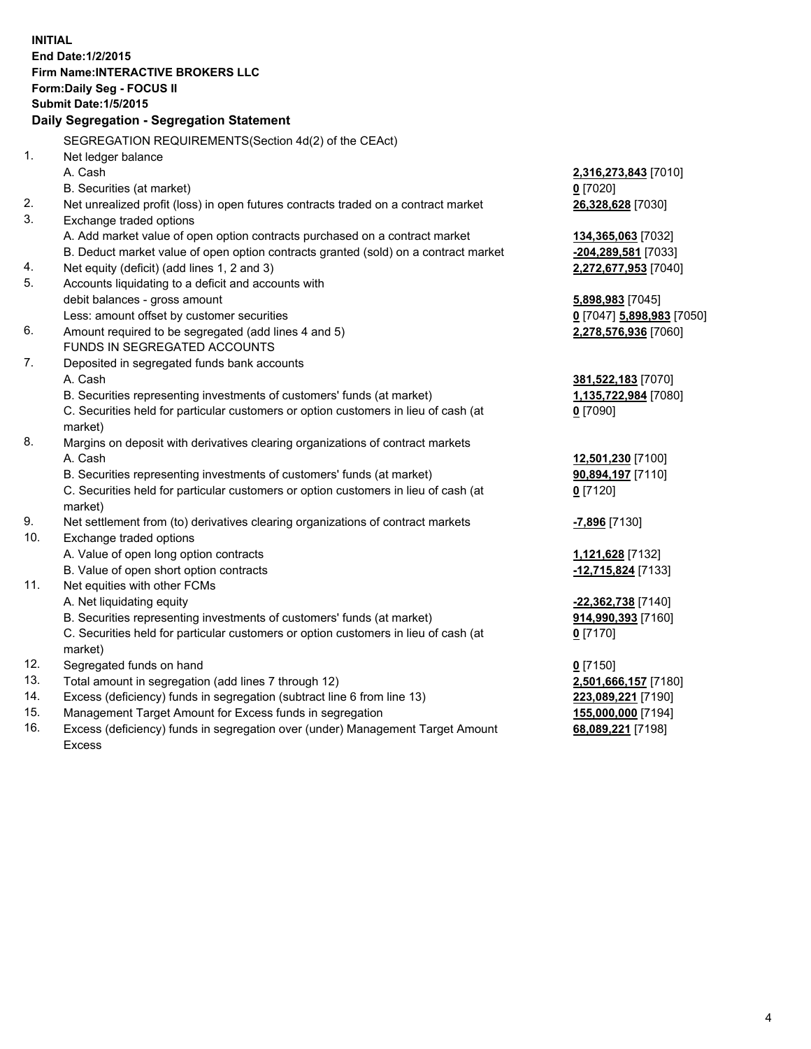**INITIAL**
**End Date:1/2/2015**
**Firm Name:INTERACTIVE BROKERS LLC**
**Form:Daily Seg - FOCUS II**
**Submit Date:1/5/2015**

## Daily Segregation - Segregation Statement

| | | |
|---|---|---|
| | SEGREGATION REQUIREMENTS(Section 4d(2) of the CEAct) | |
| 1. | Net ledger balance | |
| | A. Cash | **2,316,273,843** [7010] |
| | B. Securities (at market) | **0** [7020] |
| 2. | Net unrealized profit (loss) in open futures contracts traded on a contract market | **26,328,628** [7030] |
| 3. | Exchange traded options | |
| | A. Add market value of open option contracts purchased on a contract market | **134,365,063** [7032] |
| | B. Deduct market value of open option contracts granted (sold) on a contract market | **-204,289,581** [7033] |
| 4. | Net equity (deficit) (add lines 1, 2 and 3) | **2,272,677,953** [7040] |
| 5. | Accounts liquidating to a deficit and accounts with debit balances - gross amount | **5,898,983** [7045] |
| | Less: amount offset by customer securities | **0** [7047] **5,898,983** [7050] |
| 6. | Amount required to be segregated (add lines 4 and 5) | **2,278,576,936** [7060] |
| | FUNDS IN SEGREGATED ACCOUNTS | |
| 7. | Deposited in segregated funds bank accounts | |
| | A. Cash | **381,522,183** [7070] |
| | B. Securities representing investments of customers' funds (at market) | **1,135,722,984** [7080] |
| | C. Securities held for particular customers or option customers in lieu of cash (at market) | **0** [7090] |
| 8. | Margins on deposit with derivatives clearing organizations of contract markets | |
| | A. Cash | **12,501,230** [7100] |
| | B. Securities representing investments of customers' funds (at market) | **90,894,197** [7110] |
| | C. Securities held for particular customers or option customers in lieu of cash (at market) | **0** [7120] |
| 9. | Net settlement from (to) derivatives clearing organizations of contract markets | **-7,896** [7130] |
| 10. | Exchange traded options | |
| | A. Value of open long option contracts | **1,121,628** [7132] |
| | B. Value of open short option contracts | **-12,715,824** [7133] |
| 11. | Net equities with other FCMs | |
| | A. Net liquidating equity | **-22,362,738** [7140] |
| | B. Securities representing investments of customers' funds (at market) | **914,990,393** [7160] |
| | C. Securities held for particular customers or option customers in lieu of cash (at market) | **0** [7170] |
| 12. | Segregated funds on hand | **0** [7150] |
| 13. | Total amount in segregation (add lines 7 through 12) | **2,501,666,157** [7180] |
| 14. | Excess (deficiency) funds in segregation (subtract line 6 from line 13) | **223,089,221** [7190] |
| 15. | Management Target Amount for Excess funds in segregation | **155,000,000** [7194] |
| 16. | Excess (deficiency) funds in segregation over (under) Management Target Amount Excess | **68,089,221** [7198] |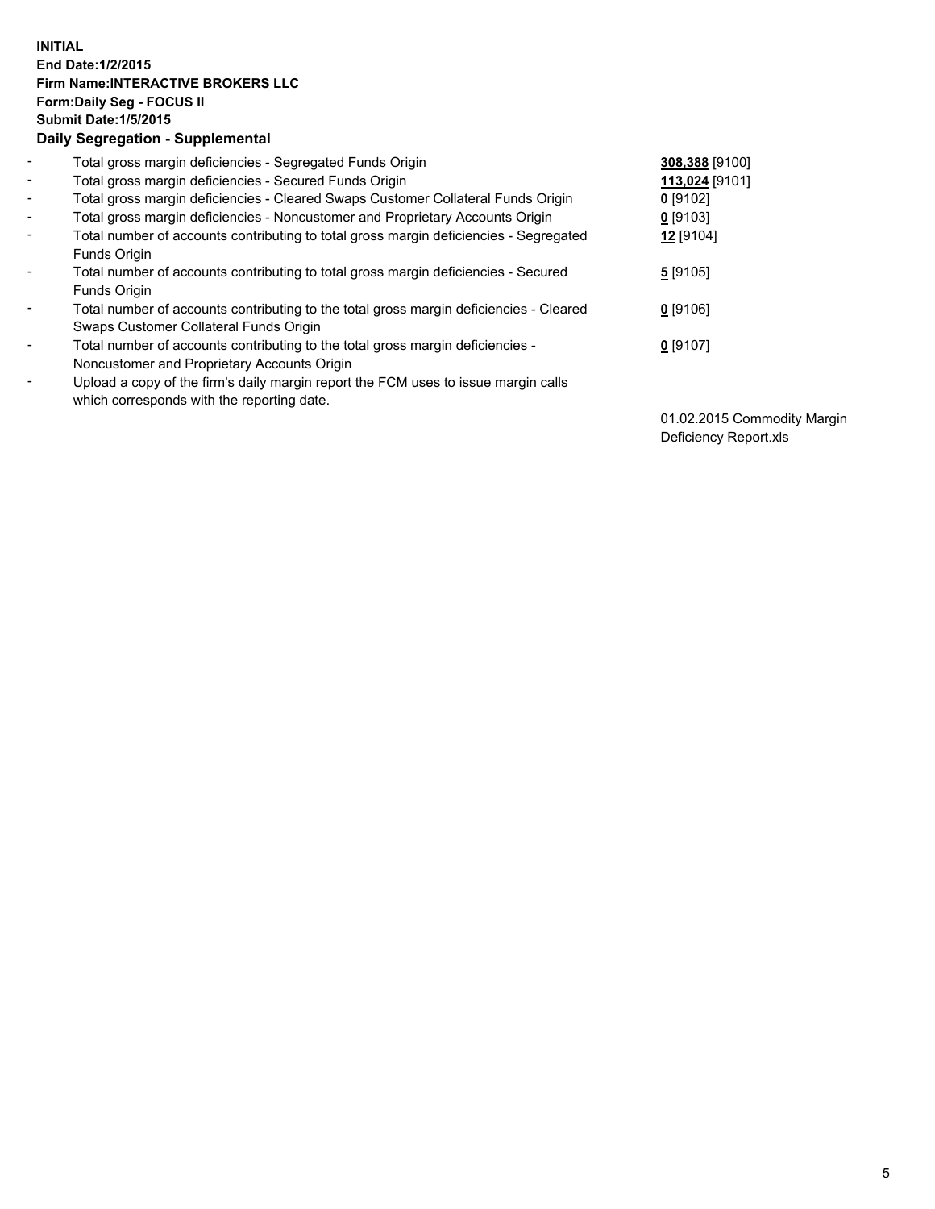**INITIAL**
**End Date:1/2/2015**
**Firm Name:INTERACTIVE BROKERS LLC**
**Form:Daily Seg - FOCUS II**
**Submit Date:1/5/2015**

## Daily Segregation - Supplemental

| | | |
|---|---|---|
| - | Total gross margin deficiencies - Segregated Funds Origin | **308,388** [9100] |
| - | Total gross margin deficiencies - Secured Funds Origin | **113,024** [9101] |
| - | Total gross margin deficiencies - Cleared Swaps Customer Collateral Funds Origin | **0** [9102] |
| - | Total gross margin deficiencies - Noncustomer and Proprietary Accounts Origin | **0** [9103] |
| - | Total number of accounts contributing to total gross margin deficiencies - Segregated Funds Origin | **12** [9104] |
| - | Total number of accounts contributing to total gross margin deficiencies - Secured Funds Origin | **5** [9105] |
| - | Total number of accounts contributing to the total gross margin deficiencies - Cleared Swaps Customer Collateral Funds Origin | **0** [9106] |
| - | Total number of accounts contributing to the total gross margin deficiencies - Noncustomer and Proprietary Accounts Origin | **0** [9107] |
| - | Upload a copy of the firm's daily margin report the FCM uses to issue margin calls which corresponds with the reporting date. | 01.02.2015 Commodity Margin Deficiency Report.xls |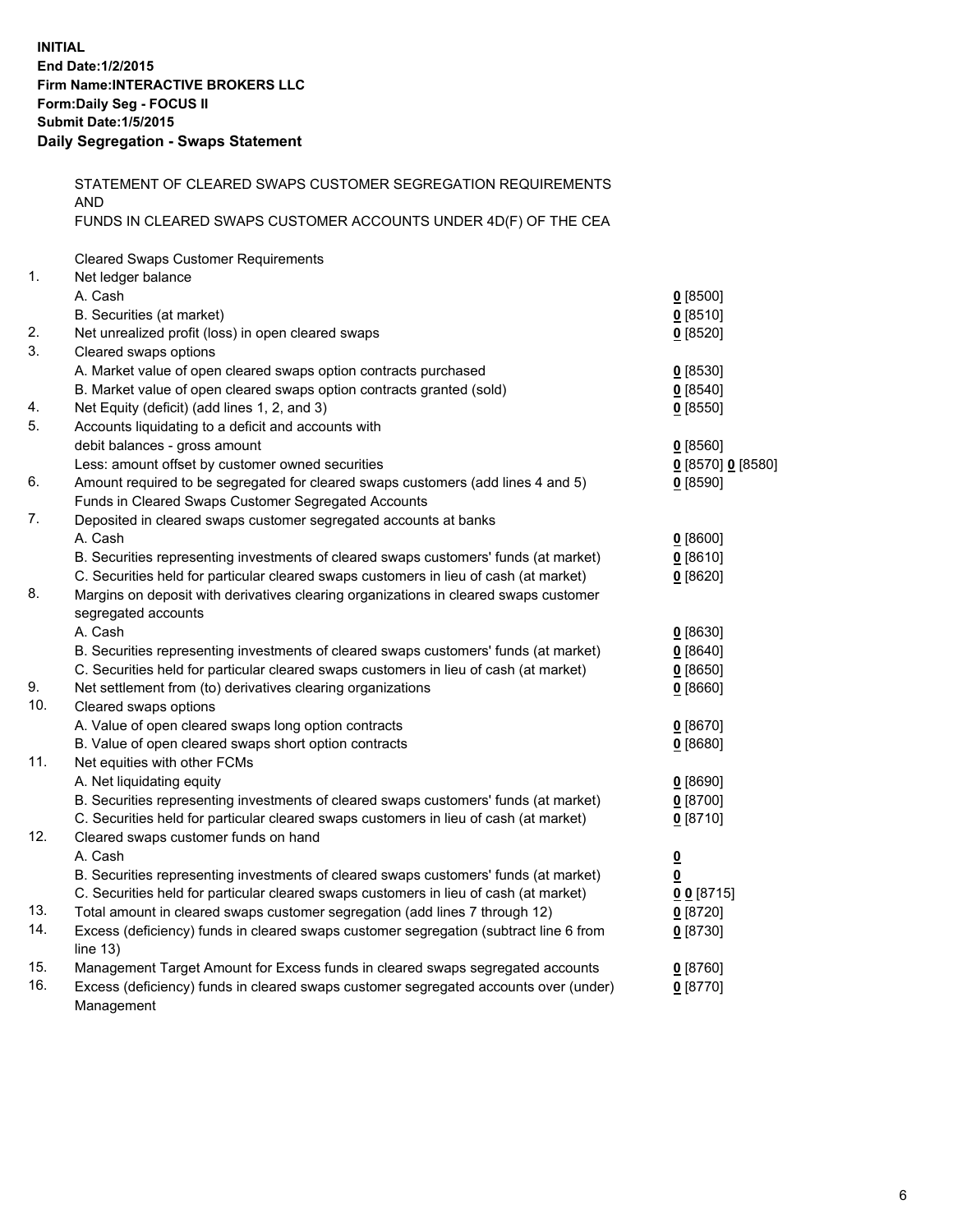**INITIAL**
**End Date:1/2/2015**
**Firm Name:INTERACTIVE BROKERS LLC**
**Form:Daily Seg - FOCUS II**
**Submit Date:1/5/2015**
**Daily Segregation - Swaps Statement**

STATEMENT OF CLEARED SWAPS CUSTOMER SEGREGATION REQUIREMENTS AND FUNDS IN CLEARED SWAPS CUSTOMER ACCOUNTS UNDER 4D(F) OF THE CEA

| | | |
|---|---|---|
| | Cleared Swaps Customer Requirements | |
| 1. | Net ledger balance | |
| | A. Cash | 0 [8500] |
| | B. Securities (at market) | 0 [8510] |
| 2. | Net unrealized profit (loss) in open cleared swaps | 0 [8520] |
| 3. | Cleared swaps options | |
| | A. Market value of open cleared swaps option contracts purchased | 0 [8530] |
| | B. Market value of open cleared swaps option contracts granted (sold) | 0 [8540] |
| 4. | Net Equity (deficit) (add lines 1, 2, and 3) | 0 [8550] |
| 5. | Accounts liquidating to a deficit and accounts with debit balances - gross amount | 0 [8560] |
| | Less: amount offset by customer owned securities | 0 [8570] 0 [8580] |
| 6. | Amount required to be segregated for cleared swaps customers (add lines 4 and 5) | 0 [8590] |
| | Funds in Cleared Swaps Customer Segregated Accounts | |
| 7. | Deposited in cleared swaps customer segregated accounts at banks | |
| | A. Cash | 0 [8600] |
| | B. Securities representing investments of cleared swaps customers' funds (at market) | 0 [8610] |
| | C. Securities held for particular cleared swaps customers in lieu of cash (at market) | 0 [8620] |
| 8. | Margins on deposit with derivatives clearing organizations in cleared swaps customer segregated accounts | |
| | A. Cash | 0 [8630] |
| | B. Securities representing investments of cleared swaps customers' funds (at market) | 0 [8640] |
| | C. Securities held for particular cleared swaps customers in lieu of cash (at market) | 0 [8650] |
| 9. | Net settlement from (to) derivatives clearing organizations | 0 [8660] |
| 10. | Cleared swaps options | |
| | A. Value of open cleared swaps long option contracts | 0 [8670] |
| | B. Value of open cleared swaps short option contracts | 0 [8680] |
| 11. | Net equities with other FCMs | |
| | A. Net liquidating equity | 0 [8690] |
| | B. Securities representing investments of cleared swaps customers' funds (at market) | 0 [8700] |
| | C. Securities held for particular cleared swaps customers in lieu of cash (at market) | 0 [8710] |
| 12. | Cleared swaps customer funds on hand | |
| | A. Cash | 0 |
| | B. Securities representing investments of cleared swaps customers' funds (at market) | 0 |
| | C. Securities held for particular cleared swaps customers in lieu of cash (at market) | 0 0 [8715] |
| 13. | Total amount in cleared swaps customer segregation (add lines 7 through 12) | 0 [8720] |
| 14. | Excess (deficiency) funds in cleared swaps customer segregation (subtract line 6 from line 13) | 0 [8730] |
| 15. | Management Target Amount for Excess funds in cleared swaps segregated accounts | 0 [8760] |
| 16. | Excess (deficiency) funds in cleared swaps customer segregated accounts over (under) Management | 0 [8770] |